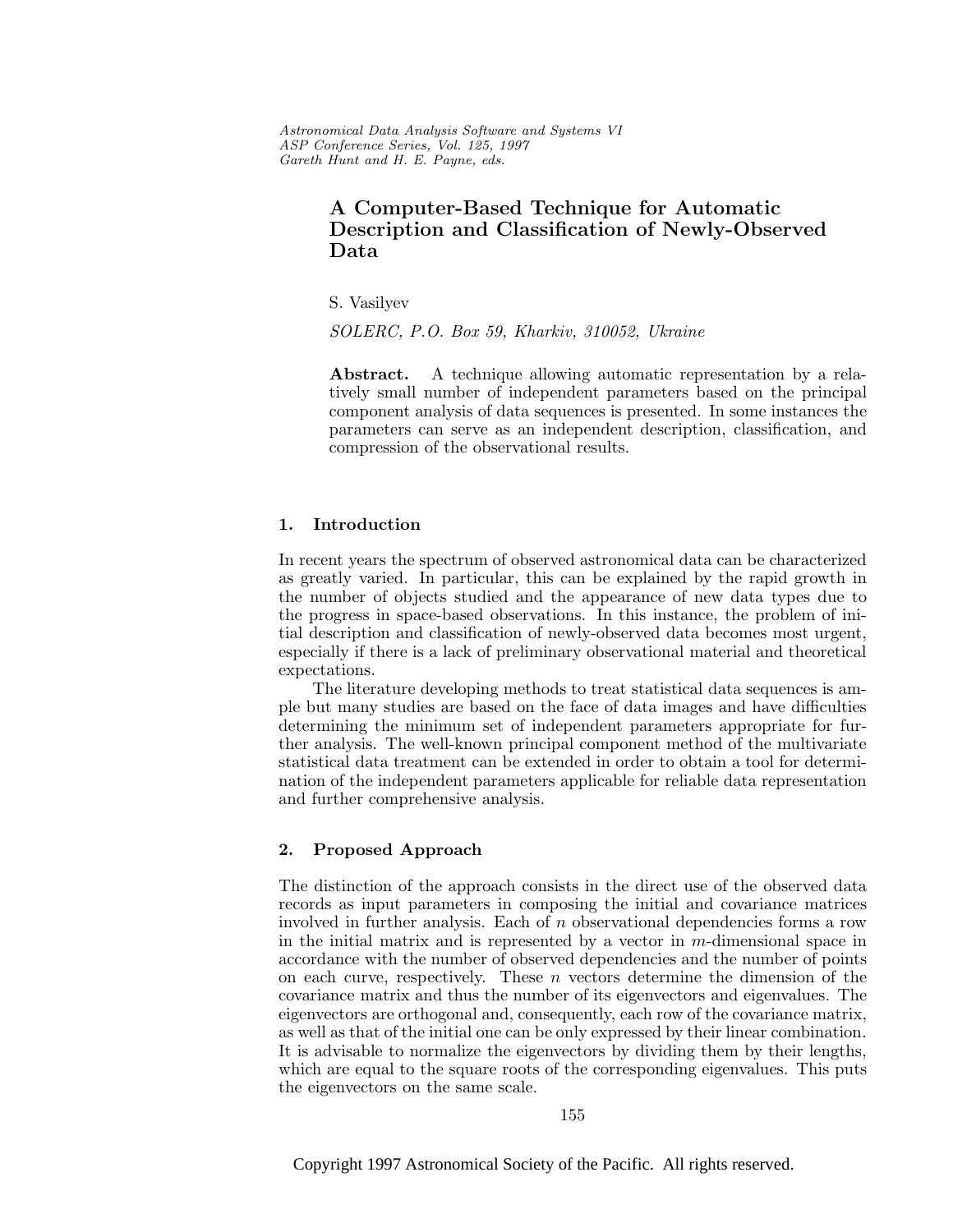# A Computer-Based Technique for Automatic Description and Classification of Newly-Observed Data

S. Vasilyev

*SOLERC, P.O. Box 59, Kharkiv, 310052, Ukraine*

**Abstract.** A technique allowing automatic representation by a relatively small number of independent parameters based on the principal component analysis of data sequences is presented. In some instances the parameters can serve as an independent description, classification, and compression of the observational results.

## 1. Introduction

In recent years the spectrum of observed astronomical data can be characterized as greatly varied. In particular, this can be explained by the rapid growth in the number of objects studied and the appearance of new data types due to the progress in space-based observations. In this instance, the problem of initial description and classification of newly-observed data becomes most urgent, especially if there is a lack of preliminary observational material and theoretical expectations.

The literature developing methods to treat statistical data sequences is ample but many studies are based on the face of data images and have difficulties determining the minimum set of independent parameters appropriate for further analysis. The well-known principal component method of the multivariate statistical data treatment can be extended in order to obtain a tool for determination of the independent parameters applicable for reliable data representation and further comprehensive analysis.

## 2. Proposed Approach

The distinction of the approach consists in the direct use of the observed data records as input parameters in composing the initial and covariance matrices involved in further analysis. Each of $n$ observational dependencies forms a row in the initial matrix and is represented by a vector in $m$-dimensional space in accordance with the number of observed dependencies and the number of points on each curve, respectively. These $n$ vectors determine the dimension of the covariance matrix and thus the number of its eigenvectors and eigenvalues. The eigenvectors are orthogonal and, consequently, each row of the covariance matrix, as well as that of the initial one can be only expressed by their linear combination. It is advisable to normalize the eigenvectors by dividing them by their lengths, which are equal to the square roots of the corresponding eigenvalues. This puts the eigenvectors on the same scale.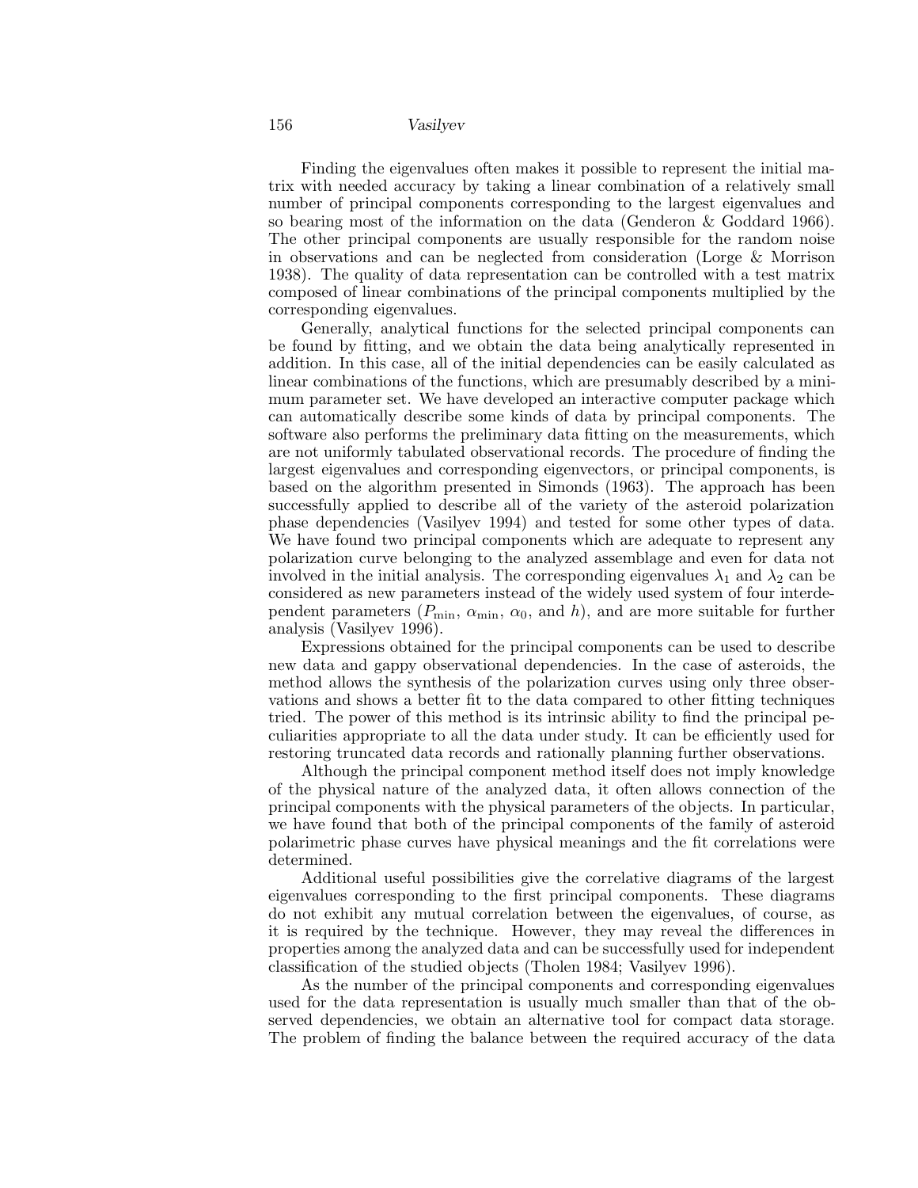Finding the eigenvalues often makes it possible to represent the initial matrix with needed accuracy by taking a linear combination of a relatively small number of principal components corresponding to the largest eigenvalues and so bearing most of the information on the data (Genderon & Goddard 1966). The other principal components are usually responsible for the random noise in observations and can be neglected from consideration (Lorge & Morrison 1938). The quality of data representation can be controlled with a test matrix composed of linear combinations of the principal components multiplied by the corresponding eigenvalues.

Generally, analytical functions for the selected principal components can be found by fitting, and we obtain the data being analytically represented in addition. In this case, all of the initial dependencies can be easily calculated as linear combinations of the functions, which are presumably described by a minimum parameter set. We have developed an interactive computer package which can automatically describe some kinds of data by principal components. The software also performs the preliminary data fitting on the measurements, which are not uniformly tabulated observational records. The procedure of finding the largest eigenvalues and corresponding eigenvectors, or principal components, is based on the algorithm presented in Simonds (1963). The approach has been successfully applied to describe all of the variety of the asteroid polarization phase dependencies (Vasilyev 1994) and tested for some other types of data. We have found two principal components which are adequate to represent any polarization curve belonging to the analyzed assemblage and even for data not involved in the initial analysis. The corresponding eigenvalues $\lambda_1$ and $\lambda_2$ can be considered as new parameters instead of the widely used system of four interdependent parameters ($P_{\min}$, $\alpha_{\min}$, $\alpha_0$, and $h$), and are more suitable for further analysis (Vasilyev 1996).

Expressions obtained for the principal components can be used to describe new data and gappy observational dependencies. In the case of asteroids, the method allows the synthesis of the polarization curves using only three observations and shows a better fit to the data compared to other fitting techniques tried. The power of this method is its intrinsic ability to find the principal peculiarities appropriate to all the data under study. It can be efficiently used for restoring truncated data records and rationally planning further observations.

Although the principal component method itself does not imply knowledge of the physical nature of the analyzed data, it often allows connection of the principal components with the physical parameters of the objects. In particular, we have found that both of the principal components of the family of asteroid polarimetric phase curves have physical meanings and the fit correlations were determined.

Additional useful possibilities give the correlative diagrams of the largest eigenvalues corresponding to the first principal components. These diagrams do not exhibit any mutual correlation between the eigenvalues, of course, as it is required by the technique. However, they may reveal the differences in properties among the analyzed data and can be successfully used for independent classification of the studied objects (Tholen 1984; Vasilyev 1996).

As the number of the principal components and corresponding eigenvalues used for the data representation is usually much smaller than that of the observed dependencies, we obtain an alternative tool for compact data storage. The problem of finding the balance between the required accuracy of the data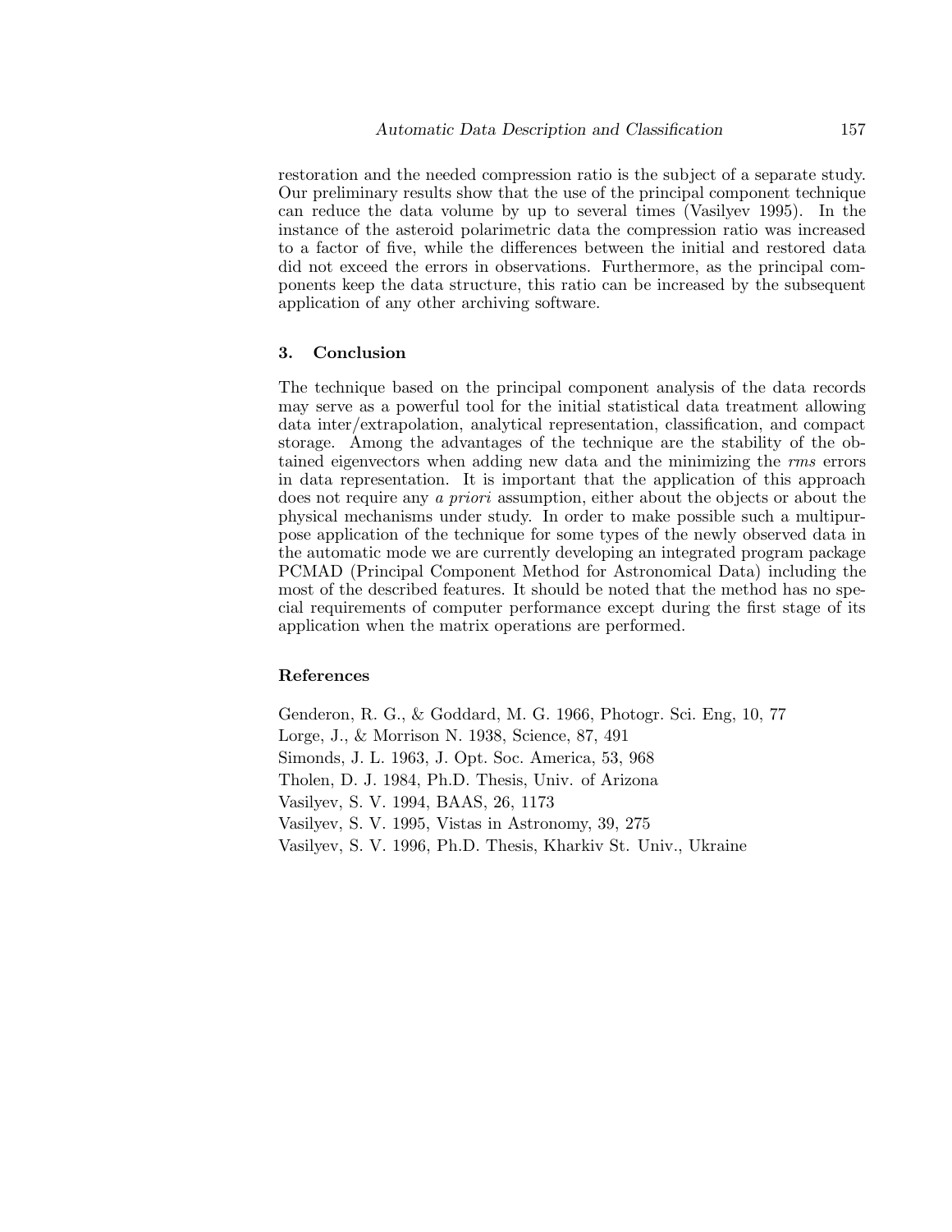restoration and the needed compression ratio is the subject of a separate study. Our preliminary results show that the use of the principal component technique can reduce the data volume by up to several times (Vasilyev 1995). In the instance of the asteroid polarimetric data the compression ratio was increased to a factor of five, while the differences between the initial and restored data did not exceed the errors in observations. Furthermore, as the principal components keep the data structure, this ratio can be increased by the subsequent application of any other archiving software.

## 3. Conclusion

The technique based on the principal component analysis of the data records may serve as a powerful tool for the initial statistical data treatment allowing data inter/extrapolation, analytical representation, classification, and compact storage. Among the advantages of the technique are the stability of the obtained eigenvectors when adding new data and the minimizing the *rms* errors in data representation. It is important that the application of this approach does not require any *a priori* assumption, either about the objects or about the physical mechanisms under study. In order to make possible such a multipurpose application of the technique for some types of the newly observed data in the automatic mode we are currently developing an integrated program package PCMAD (Principal Component Method for Astronomical Data) including the most of the described features. It should be noted that the method has no special requirements of computer performance except during the first stage of its application when the matrix operations are performed.

## References

Genderon, R. G., & Goddard, M. G. 1966, Photogr. Sci. Eng, 10, 77

Lorge, J., & Morrison N. 1938, Science, 87, 491

Simonds, J. L. 1963, J. Opt. Soc. America, 53, 968

Tholen, D. J. 1984, Ph.D. Thesis, Univ. of Arizona

Vasilyev, S. V. 1994, BAAS, 26, 1173

Vasilyev, S. V. 1995, Vistas in Astronomy, 39, 275

Vasilyev, S. V. 1996, Ph.D. Thesis, Kharkiv St. Univ., Ukraine